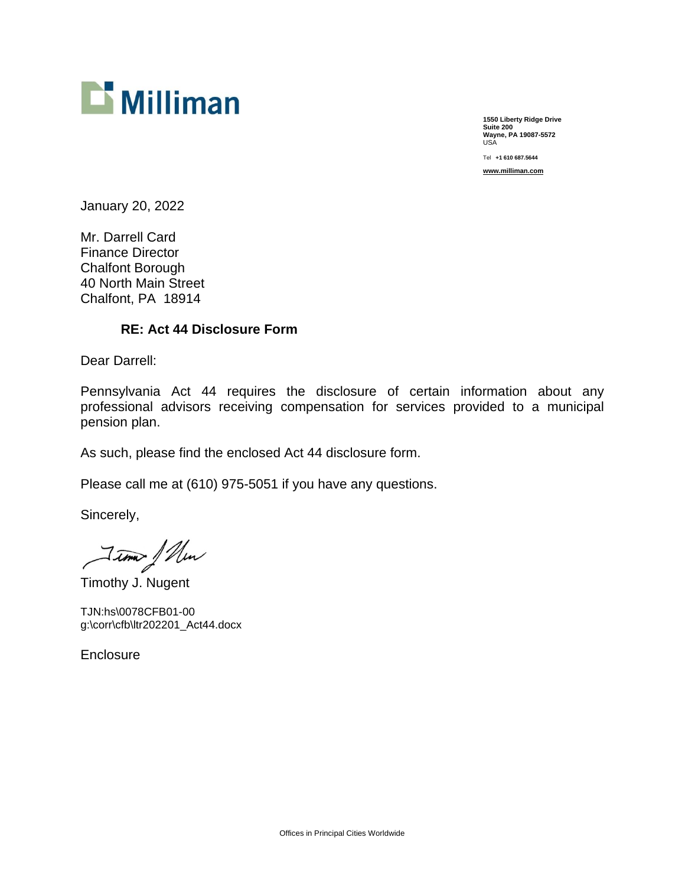Milliman

1550 Liberty Ridge Drive
Suite 200
Wayne, PA 19087-5572
USA

Tel +1 610 687.5644

www.milliman.com

January 20, 2022

Mr. Darrell Card
Finance Director
Chalfont Borough
40 North Main Street
Chalfont, PA 18914

**RE: Act 44 Disclosure Form**

Dear Darrell:

Pennsylvania Act 44 requires the disclosure of certain information about any professional advisors receiving compensation for services provided to a municipal pension plan.

As such, please find the enclosed Act 44 disclosure form.

Please call me at (610) 975-5051 if you have any questions.

Sincerely,

Timothy J. Nugent

TJN:hs\0078CFB01-00
g:\corr\cfb\ltr202201_Act44.docx

Enclosure

Offices in Principal Cities Worldwide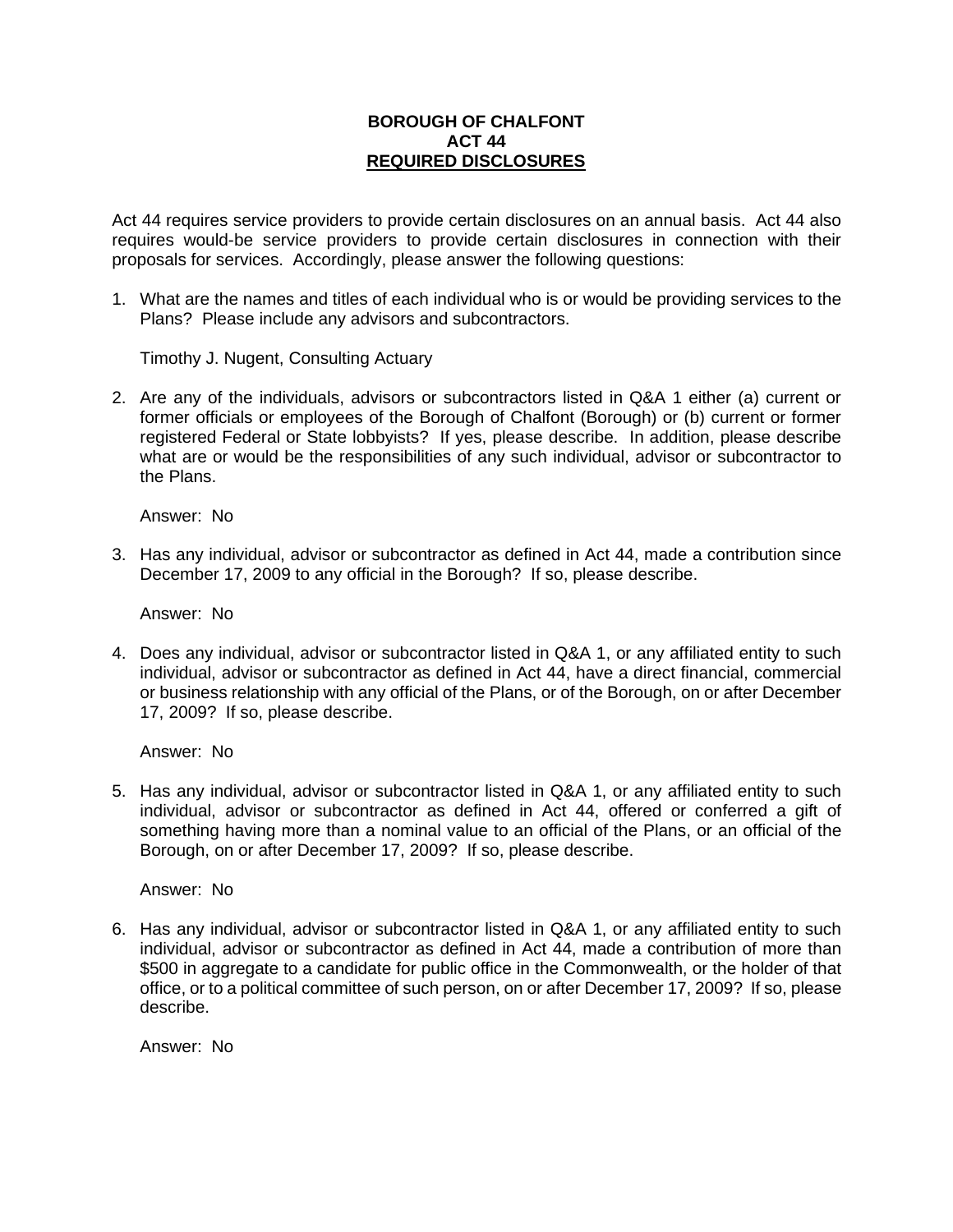# BOROUGH OF CHALFONT
## ACT 44
## REQUIRED DISCLOSURES

Act 44 requires service providers to provide certain disclosures on an annual basis. Act 44 also requires would-be service providers to provide certain disclosures in connection with their proposals for services. Accordingly, please answer the following questions:

1. What are the names and titles of each individual who is or would be providing services to the Plans? Please include any advisors and subcontractors.

   Timothy J. Nugent, Consulting Actuary

2. Are any of the individuals, advisors or subcontractors listed in Q&A 1 either (a) current or former officials or employees of the Borough of Chalfont (Borough) or (b) current or former registered Federal or State lobbyists? If yes, please describe. In addition, please describe what are or would be the responsibilities of any such individual, advisor or subcontractor to the Plans.

   Answer: No

3. Has any individual, advisor or subcontractor as defined in Act 44, made a contribution since December 17, 2009 to any official in the Borough? If so, please describe.

   Answer: No

4. Does any individual, advisor or subcontractor listed in Q&A 1, or any affiliated entity to such individual, advisor or subcontractor as defined in Act 44, have a direct financial, commercial or business relationship with any official of the Plans, or of the Borough, on or after December 17, 2009? If so, please describe.

   Answer: No

5. Has any individual, advisor or subcontractor listed in Q&A 1, or any affiliated entity to such individual, advisor or subcontractor as defined in Act 44, offered or conferred a gift of something having more than a nominal value to an official of the Plans, or an official of the Borough, on or after December 17, 2009? If so, please describe.

   Answer: No

6. Has any individual, advisor or subcontractor listed in Q&A 1, or any affiliated entity to such individual, advisor or subcontractor as defined in Act 44, made a contribution of more than $500 in aggregate to a candidate for public office in the Commonwealth, or the holder of that office, or to a political committee of such person, on or after December 17, 2009? If so, please describe.

   Answer: No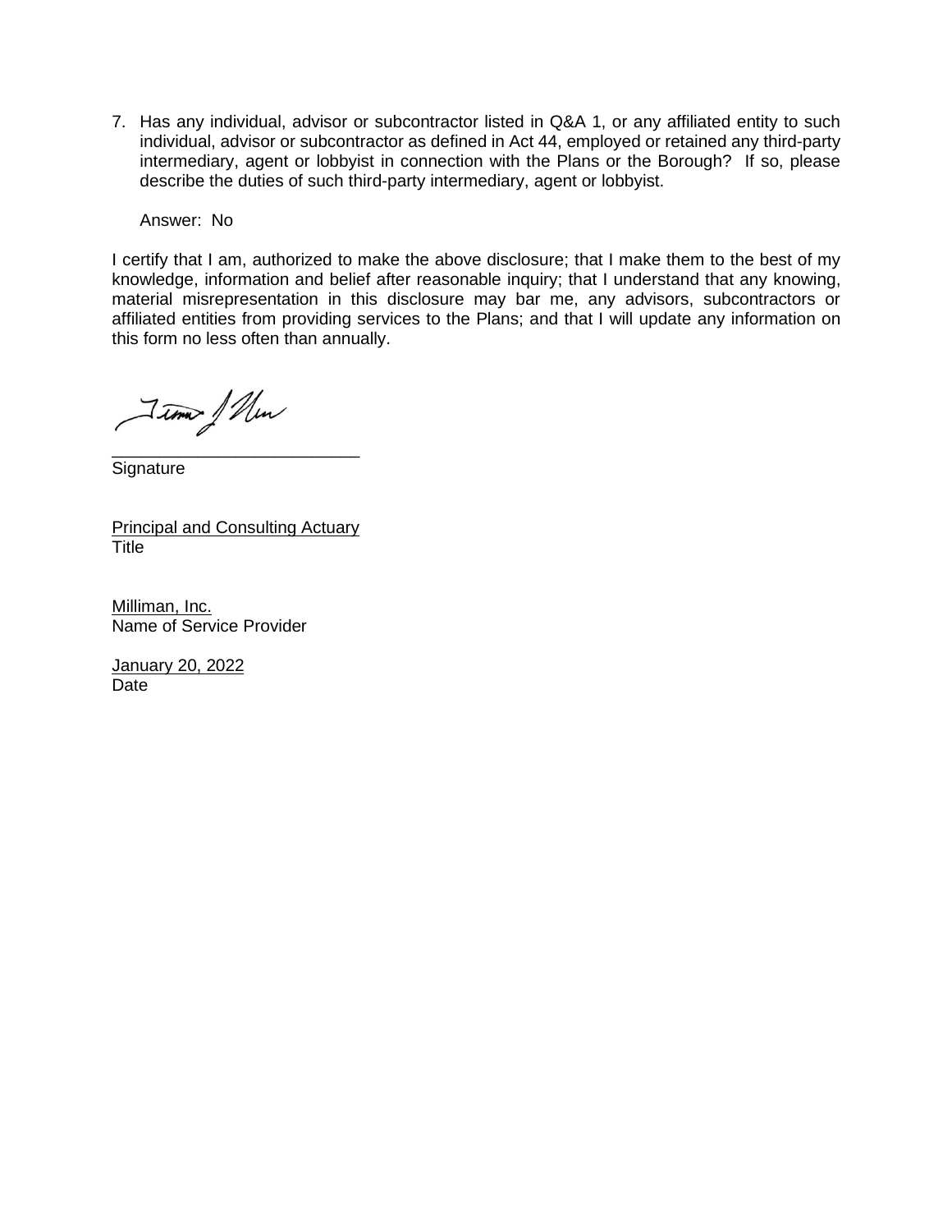7. Has any individual, advisor or subcontractor listed in Q&A 1, or any affiliated entity to such individual, advisor or subcontractor as defined in Act 44, employed or retained any third-party intermediary, agent or lobbyist in connection with the Plans or the Borough? If so, please describe the duties of such third-party intermediary, agent or lobbyist.

   Answer: No

I certify that I am, authorized to make the above disclosure; that I make them to the best of my knowledge, information and belief after reasonable inquiry; that I understand that any knowing, material misrepresentation in this disclosure may bar me, any advisors, subcontractors or affiliated entities from providing services to the Plans; and that I will update any information on this form no less often than annually.

\_\_\_\_\_\_\_\_\_\_\_\_\_\_\_\_\_\_\_\_\_\_\_\_\_\_
Signature

Principal and Consulting Actuary
Title

Milliman, Inc.
Name of Service Provider

January 20, 2022
Date